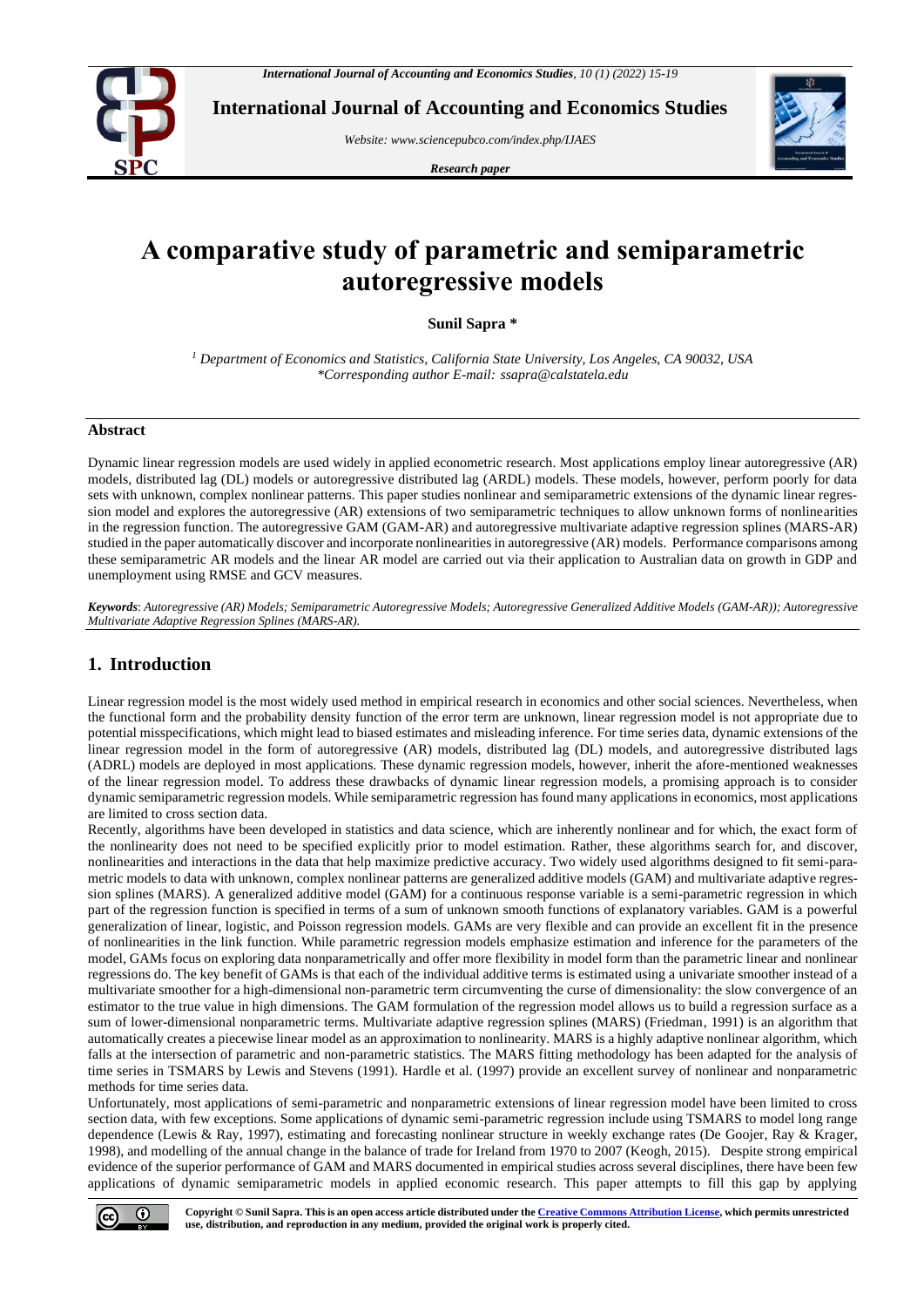# A comparative study of parametric and semiparametric autoregressive models

**Sunil Sapra \***

[1] *Department of Economics and Statistics, California State University, Los Angeles, CA 90032, USA*
*\*Corresponding author E-mail: ssapra@calstatela.edu*

## Abstract

Dynamic linear regression models are used widely in applied econometric research. Most applications employ linear autoregressive (AR) models, distributed lag (DL) models or autoregressive distributed lag (ARDL) models. These models, however, perform poorly for data sets with unknown, complex nonlinear patterns. This paper studies nonlinear and semiparametric extensions of the dynamic linear regression model and explores the autoregressive (AR) extensions of two semiparametric techniques to allow unknown forms of nonlinearities in the regression function. The autoregressive GAM (GAM-AR) and autoregressive multivariate adaptive regression splines (MARS-AR) studied in the paper automatically discover and incorporate nonlinearities in autoregressive (AR) models. Performance comparisons among these semiparametric AR models and the linear AR model are carried out via their application to Australian data on growth in GDP and unemployment using RMSE and GCV measures.

***Keywords***: *Autoregressive (AR) Models; Semiparametric Autoregressive Models; Autoregressive Generalized Additive Models (GAM-AR)); Autoregressive Multivariate Adaptive Regression Splines (MARS-AR).*

## 1. Introduction

Linear regression model is the most widely used method in empirical research in economics and other social sciences. Nevertheless, when the functional form and the probability density function of the error term are unknown, linear regression model is not appropriate due to potential misspecifications, which might lead to biased estimates and misleading inference. For time series data, dynamic extensions of the linear regression model in the form of autoregressive (AR) models, distributed lag (DL) models, and autoregressive distributed lags (ADRL) models are deployed in most applications. These dynamic regression models, however, inherit the afore-mentioned weaknesses of the linear regression model. To address these drawbacks of dynamic linear regression models, a promising approach is to consider dynamic semiparametric regression models. While semiparametric regression has found many applications in economics, most applications are limited to cross section data.

Recently, algorithms have been developed in statistics and data science, which are inherently nonlinear and for which, the exact form of the nonlinearity does not need to be specified explicitly prior to model estimation. Rather, these algorithms search for, and discover, nonlinearities and interactions in the data that help maximize predictive accuracy. Two widely used algorithms designed to fit semi-parametric models to data with unknown, complex nonlinear patterns are generalized additive models (GAM) and multivariate adaptive regression splines (MARS). A generalized additive model (GAM) for a continuous response variable is a semi-parametric regression in which part of the regression function is specified in terms of a sum of unknown smooth functions of explanatory variables. GAM is a powerful generalization of linear, logistic, and Poisson regression models. GAMs are very flexible and can provide an excellent fit in the presence of nonlinearities in the link function. While parametric regression models emphasize estimation and inference for the parameters of the model, GAMs focus on exploring data nonparametrically and offer more flexibility in model form than the parametric linear and nonlinear regressions do. The key benefit of GAMs is that each of the individual additive terms is estimated using a univariate smoother instead of a multivariate smoother for a high-dimensional non-parametric term circumventing the curse of dimensionality: the slow convergence of an estimator to the true value in high dimensions. The GAM formulation of the regression model allows us to build a regression surface as a sum of lower-dimensional nonparametric terms. Multivariate adaptive regression splines (MARS) (Friedman, 1991) is an algorithm that automatically creates a piecewise linear model as an approximation to nonlinearity. MARS is a highly adaptive nonlinear algorithm, which falls at the intersection of parametric and non-parametric statistics. The MARS fitting methodology has been adapted for the analysis of time series in TSMARS by Lewis and Stevens (1991). Hardle et al. (1997) provide an excellent survey of nonlinear and nonparametric methods for time series data.

Unfortunately, most applications of semi-parametric and nonparametric extensions of linear regression model have been limited to cross section data, with few exceptions. Some applications of dynamic semi-parametric regression include using TSMARS to model long range dependence (Lewis & Ray, 1997), estimating and forecasting nonlinear structure in weekly exchange rates (De Goojer, Ray & Krager, 1998), and modelling of the annual change in the balance of trade for Ireland from 1970 to 2007 (Keogh, 2015). Despite strong empirical evidence of the superior performance of GAM and MARS documented in empirical studies across several disciplines, there have been few applications of dynamic semiparametric models in applied economic research. This paper attempts to fill this gap by applying

**Copyright © Sunil Sapra. This is an open access article distributed under the Creative Commons Attribution License, which permits unrestricted use, distribution, and reproduction in any medium, provided the original work is properly cited.**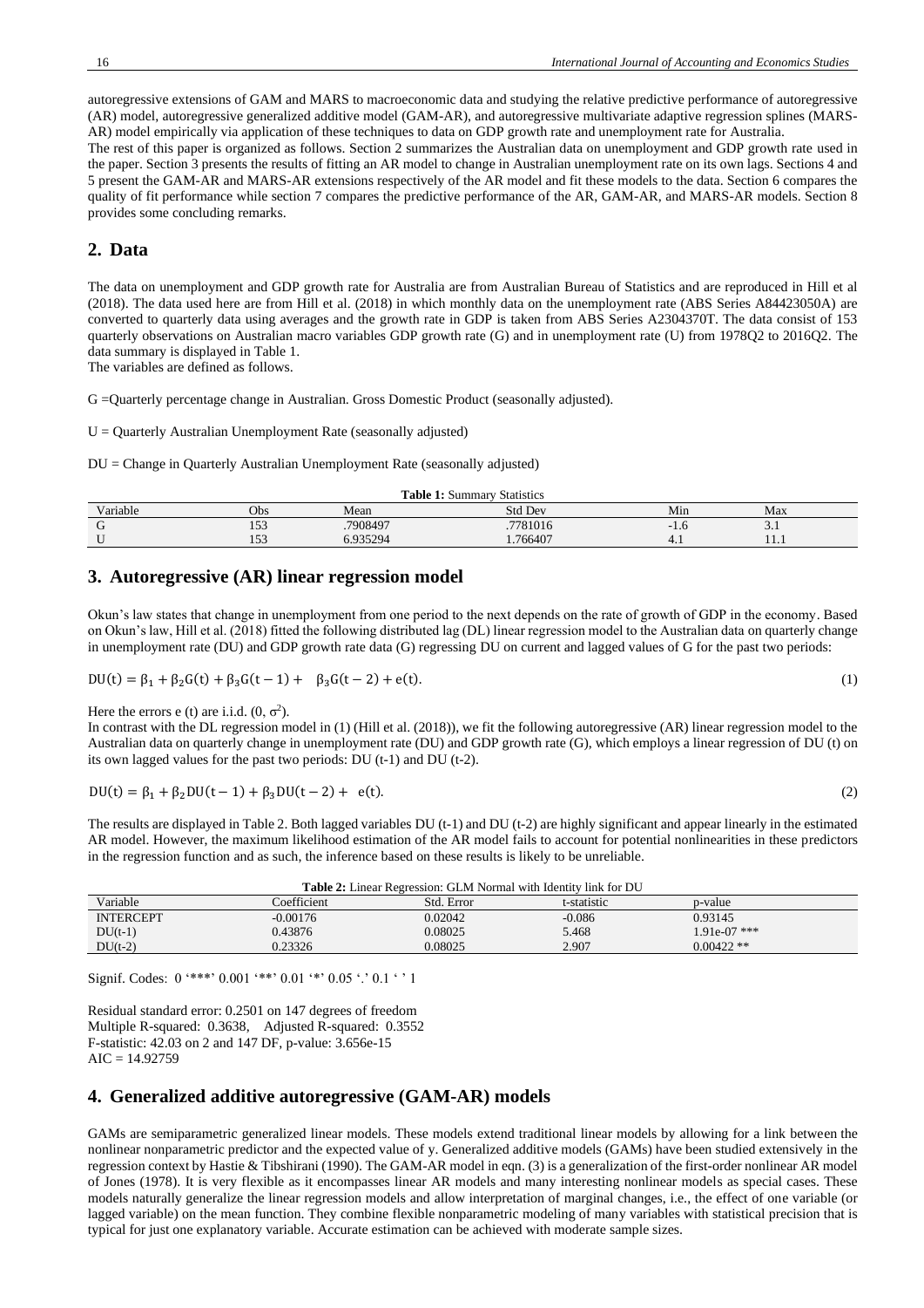autoregressive extensions of GAM and MARS to macroeconomic data and studying the relative predictive performance of autoregressive (AR) model, autoregressive generalized additive model (GAM-AR), and autoregressive multivariate adaptive regression splines (MARS-AR) model empirically via application of these techniques to data on GDP growth rate and unemployment rate for Australia.

The rest of this paper is organized as follows. Section 2 summarizes the Australian data on unemployment and GDP growth rate used in the paper. Section 3 presents the results of fitting an AR model to change in Australian unemployment rate on its own lags. Sections 4 and 5 present the GAM-AR and MARS-AR extensions respectively of the AR model and fit these models to the data. Section 6 compares the quality of fit performance while section 7 compares the predictive performance of the AR, GAM-AR, and MARS-AR models. Section 8 provides some concluding remarks.

## 2. Data

The data on unemployment and GDP growth rate for Australia are from Australian Bureau of Statistics and are reproduced in Hill et al (2018). The data used here are from Hill et al. (2018) in which monthly data on the unemployment rate (ABS Series A84423050A) are converted to quarterly data using averages and the growth rate in GDP is taken from ABS Series A2304370T. The data consist of 153 quarterly observations on Australian macro variables GDP growth rate (G) and in unemployment rate (U) from 1978Q2 to 2016Q2. The data summary is displayed in Table 1.

The variables are defined as follows.

G =Quarterly percentage change in Australian. Gross Domestic Product (seasonally adjusted).

U = Quarterly Australian Unemployment Rate (seasonally adjusted)

DU = Change in Quarterly Australian Unemployment Rate (seasonally adjusted)

**Table 1:** Summary Statistics

| Variable | Obs | Mean | Std Dev | Min | Max |
|---|---|---|---|---|---|
| G | 153 | .7908497 | .7781016 | -1.6 | 3.1 |
| U | 153 | 6.935294 | 1.766407 | 4.1 | 11.1 |

## 3. Autoregressive (AR) linear regression model

Okun's law states that change in unemployment from one period to the next depends on the rate of growth of GDP in the economy. Based on Okun's law, Hill et al. (2018) fitted the following distributed lag (DL) linear regression model to the Australian data on quarterly change in unemployment rate (DU) and GDP growth rate data (G) regressing DU on current and lagged values of G for the past two periods:

$$\mathrm{DU(t)} = \beta_1 + \beta_2 \mathrm{G(t)} + \beta_3 \mathrm{G(t-1)} + \beta_3 \mathrm{G(t-2)} + \mathrm{e(t)}. \tag{1}$$

Here the errors e (t) are i.i.d. $(0, \sigma^2)$.

In contrast with the DL regression model in (1) (Hill et al. (2018)), we fit the following autoregressive (AR) linear regression model to the Australian data on quarterly change in unemployment rate (DU) and GDP growth rate (G), which employs a linear regression of DU (t) on its own lagged values for the past two periods: DU (t-1) and DU (t-2).

$$\mathrm{DU(t)} = \beta_1 + \beta_2 \mathrm{DU(t-1)} + \beta_3 \mathrm{DU(t-2)} + \mathrm{e(t)}. \tag{2}$$

The results are displayed in Table 2. Both lagged variables DU (t-1) and DU (t-2) are highly significant and appear linearly in the estimated AR model. However, the maximum likelihood estimation of the AR model fails to account for potential nonlinearities in these predictors in the regression function and as such, the inference based on these results is likely to be unreliable.

**Table 2:** Linear Regression: GLM Normal with Identity link for DU

| Variable | Coefficient | Std. Error | t-statistic | p-value |
|---|---|---|---|---|
| INTERCEPT | -0.00176 | 0.02042 | -0.086 | 0.93145 |
| DU(t-1) | 0.43876 | 0.08025 | 5.468 | 1.91e-07 *** |
| DU(t-2) | 0.23326 | 0.08025 | 2.907 | 0.00422 ** |

Signif. Codes: 0 '***' 0.001 '**' 0.01 '*' 0.05 '.' 0.1 ' ' 1

Residual standard error: 0.2501 on 147 degrees of freedom
Multiple R-squared: 0.3638, Adjusted R-squared: 0.3552
F-statistic: 42.03 on 2 and 147 DF, p-value: 3.656e-15
AIC = 14.92759

## 4. Generalized additive autoregressive (GAM-AR) models

GAMs are semiparametric generalized linear models. These models extend traditional linear models by allowing for a link between the nonlinear nonparametric predictor and the expected value of y. Generalized additive models (GAMs) have been studied extensively in the regression context by Hastie & Tibshirani (1990). The GAM-AR model in eqn. (3) is a generalization of the first-order nonlinear AR model of Jones (1978). It is very flexible as it encompasses linear AR models and many interesting nonlinear models as special cases. These models naturally generalize the linear regression models and allow interpretation of marginal changes, i.e., the effect of one variable (or lagged variable) on the mean function. They combine flexible nonparametric modeling of many variables with statistical precision that is typical for just one explanatory variable. Accurate estimation can be achieved with moderate sample sizes.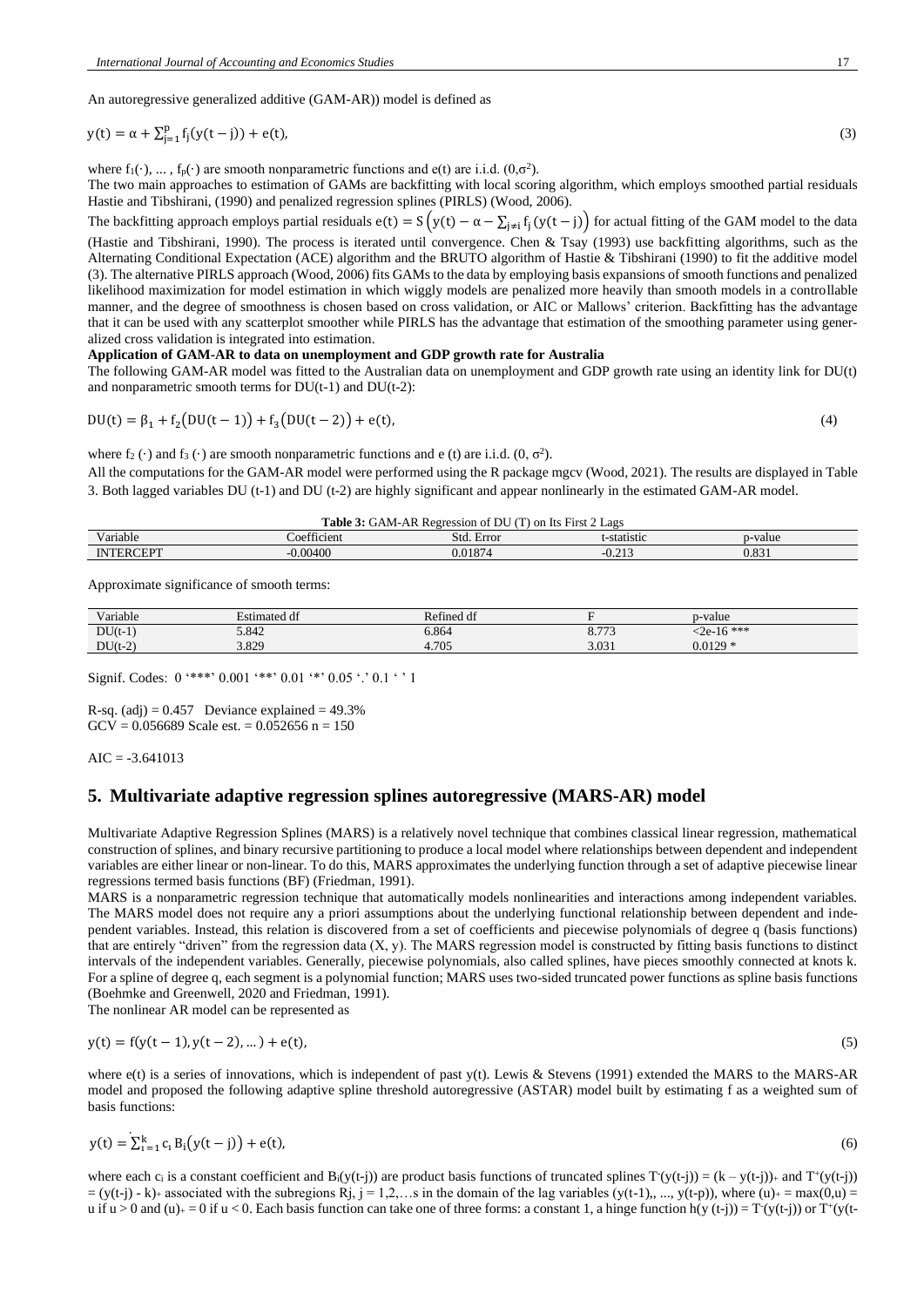An autoregressive generalized additive (GAM-AR)) model is defined as

$$y(t) = \alpha + \sum_{j=1}^{p} f_j(y(t-j)) + e(t), \tag{3}$$

where $f_1(\cdot), \ldots, f_p(\cdot)$ are smooth nonparametric functions and e(t) are i.i.d. $(0,\sigma^2)$.

The two main approaches to estimation of GAMs are backfitting with local scoring algorithm, which employs smoothed partial residuals Hastie and Tibshirani, (1990) and penalized regression splines (PIRLS) (Wood, 2006).

The backfitting approach employs partial residuals $e(t) = S\left(y(t) - \alpha - \sum_{j\neq i} f_j(y(t-j)\right)$ for actual fitting of the GAM model to the data (Hastie and Tibshirani, 1990). The process is iterated until convergence. Chen & Tsay (1993) use backfitting algorithms, such as the Alternating Conditional Expectation (ACE) algorithm and the BRUTO algorithm of Hastie & Tibshirani (1990) to fit the additive model (3). The alternative PIRLS approach (Wood, 2006) fits GAMs to the data by employing basis expansions of smooth functions and penalized likelihood maximization for model estimation in which wiggly models are penalized more heavily than smooth models in a controllable manner, and the degree of smoothness is chosen based on cross validation, or AIC or Mallows' criterion. Backfitting has the advantage that it can be used with any scatterplot smoother while PIRLS has the advantage that estimation of the smoothing parameter using generalized cross validation is integrated into estimation.

**Application of GAM-AR to data on unemployment and GDP growth rate for Australia**

The following GAM-AR model was fitted to the Australian data on unemployment and GDP growth rate using an identity link for DU(t) and nonparametric smooth terms for DU(t-1) and DU(t-2):

$$DU(t) = \beta_1 + f_2(DU(t-1)) + f_3(DU(t-2)) + e(t), \tag{4}$$

where $f_2(\cdot)$ and $f_3(\cdot)$ are smooth nonparametric functions and e (t) are i.i.d. $(0, \sigma^2)$.

All the computations for the GAM-AR model were performed using the R package mgcv (Wood, 2021). The results are displayed in Table 3. Both lagged variables DU (t-1) and DU (t-2) are highly significant and appear nonlinearly in the estimated GAM-AR model.

**Table 3:** GAM-AR Regression of DU (T) on Its First 2 Lags

| Variable | Coefficient | Std. Error | t-statistic | p-value |
|---|---|---|---|---|
| INTERCEPT | -0.00400 | 0.01874 | -0.213 | 0.831 |

Approximate significance of smooth terms:

| Variable | Estimated df | Refined df | F | p-value |
|---|---|---|---|---|
| DU(t-1) | 5.842 | 6.864 | 8.773 | <2e-16 *** |
| DU(t-2) | 3.829 | 4.705 | 3.031 | 0.0129 * |

Signif. Codes: 0 '***' 0.001 '**' 0.01 '*' 0.05 '.' 0.1 ' ' 1

R-sq. (adj) = 0.457 Deviance explained = 49.3%
GCV = 0.056689 Scale est. = 0.052656 n = 150

AIC = -3.641013

## 5. Multivariate adaptive regression splines autoregressive (MARS-AR) model

Multivariate Adaptive Regression Splines (MARS) is a relatively novel technique that combines classical linear regression, mathematical construction of splines, and binary recursive partitioning to produce a local model where relationships between dependent and independent variables are either linear or non-linear. To do this, MARS approximates the underlying function through a set of adaptive piecewise linear regressions termed basis functions (BF) (Friedman, 1991).

MARS is a nonparametric regression technique that automatically models nonlinearities and interactions among independent variables. The MARS model does not require any a priori assumptions about the underlying functional relationship between dependent and independent variables. Instead, this relation is discovered from a set of coefficients and piecewise polynomials of degree q (basis functions) that are entirely "driven" from the regression data (X, y). The MARS regression model is constructed by fitting basis functions to distinct intervals of the independent variables. Generally, piecewise polynomials, also called splines, have pieces smoothly connected at knots k. For a spline of degree q, each segment is a polynomial function; MARS uses two-sided truncated power functions as spline basis functions (Boehmke and Greenwell, 2020 and Friedman, 1991).

The nonlinear AR model can be represented as

$$y(t) = f(y(t-1), y(t-2), \ldots) + e(t), \tag{5}$$

where e(t) is a series of innovations, which is independent of past y(t). Lewis & Stevens (1991) extended the MARS to the MARS-AR model and proposed the following adaptive spline threshold autoregressive (ASTAR) model built by estimating f as a weighted sum of basis functions:

$$y(t) = \sum_{i=1}^{k} c_i B_i(y(t-j)) + e(t), \tag{6}$$

where each $c_i$ is a constant coefficient and $B_i(y(t-j))$ are product basis functions of truncated splines $T^-(y(t-j)) = (k - y(t-j))_+$ and $T^+(y(t-j)) = (y(t-j) - k)_+$ associated with the subregions Rj, j = 1,2,…s in the domain of the lag variables (y(t-1),, ..., y(t-p)), where $(u)_+ = \max(0,u) = u$ if $u > 0$ and $(u)_+ = 0$ if $u < 0$. Each basis function can take one of three forms: a constant 1, a hinge function $h(y(t-j)) = T^-(y(t-j))$ or $T^+(y(t-$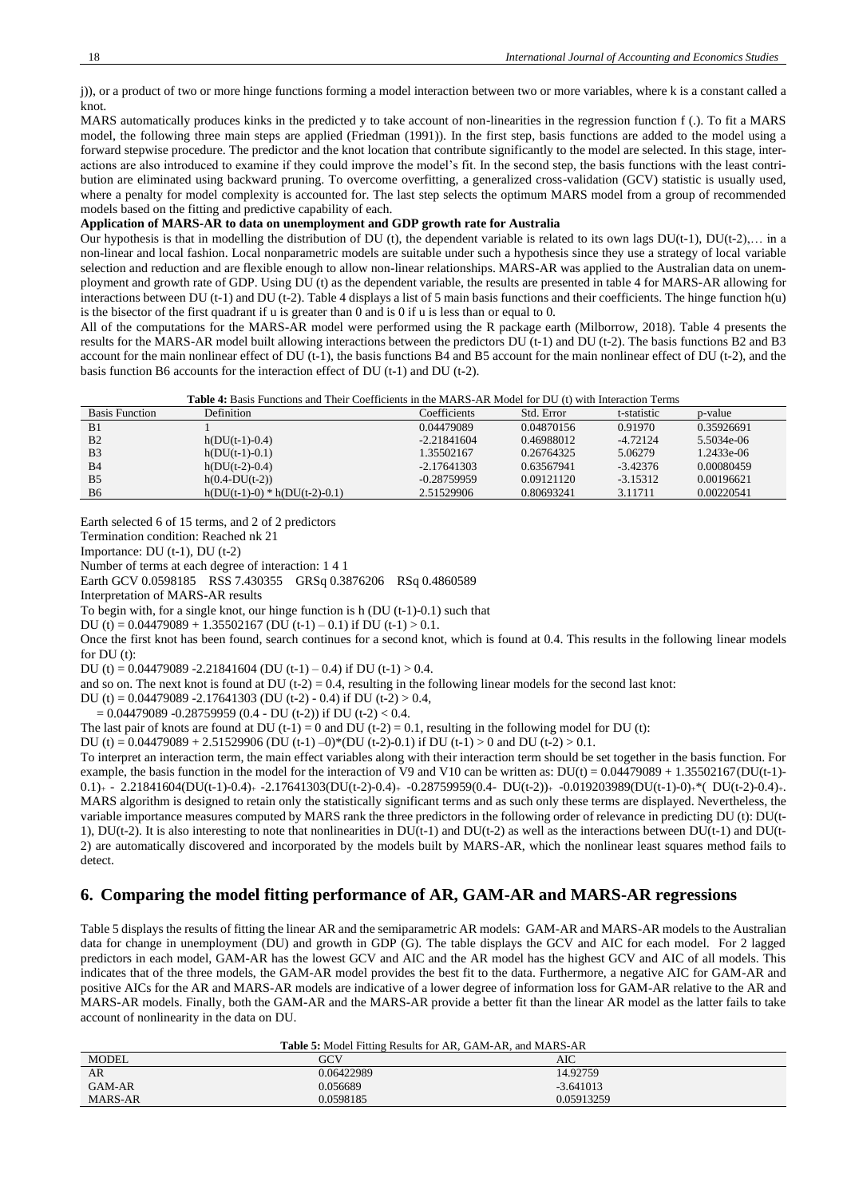j)), or a product of two or more hinge functions forming a model interaction between two or more variables, where k is a constant called a knot.

MARS automatically produces kinks in the predicted y to take account of non-linearities in the regression function f (.). To fit a MARS model, the following three main steps are applied (Friedman (1991)). In the first step, basis functions are added to the model using a forward stepwise procedure. The predictor and the knot location that contribute significantly to the model are selected. In this stage, interactions are also introduced to examine if they could improve the model's fit. In the second step, the basis functions with the least contribution are eliminated using backward pruning. To overcome overfitting, a generalized cross-validation (GCV) statistic is usually used, where a penalty for model complexity is accounted for. The last step selects the optimum MARS model from a group of recommended models based on the fitting and predictive capability of each.

**Application of MARS-AR to data on unemployment and GDP growth rate for Australia**

Our hypothesis is that in modelling the distribution of DU (t), the dependent variable is related to its own lags DU(t-1), DU(t-2),… in a non-linear and local fashion. Local nonparametric models are suitable under such a hypothesis since they use a strategy of local variable selection and reduction and are flexible enough to allow non-linear relationships. MARS-AR was applied to the Australian data on unemployment and growth rate of GDP. Using DU (t) as the dependent variable, the results are presented in table 4 for MARS-AR allowing for interactions between DU (t-1) and DU (t-2). Table 4 displays a list of 5 main basis functions and their coefficients. The hinge function h(u) is the bisector of the first quadrant if u is greater than 0 and is 0 if u is less than or equal to 0.

All of the computations for the MARS-AR model were performed using the R package earth (Milborrow, 2018). Table 4 presents the results for the MARS-AR model built allowing interactions between the predictors DU (t-1) and DU (t-2). The basis functions B2 and B3 account for the main nonlinear effect of DU (t-1), the basis functions B4 and B5 account for the main nonlinear effect of DU (t-2), and the basis function B6 accounts for the interaction effect of DU (t-1) and DU (t-2).

**Table 4:** Basis Functions and Their Coefficients in the MARS-AR Model for DU (t) with Interaction Terms

| Basis Function | Definition | Coefficients | Std. Error | t-statistic | p-value |
|---|---|---|---|---|---|
| B1 | 1 | 0.04479089 | 0.04870156 | 0.91970 | 0.35926691 |
| B2 | h(DU(t-1)-0.4) | -2.21841604 | 0.46988012 | -4.72124 | 5.5034e-06 |
| B3 | h(DU(t-1)-0.1) | 1.35502167 | 0.26764325 | 5.06279 | 1.2433e-06 |
| B4 | h(DU(t-2)-0.4) | -2.17641303 | 0.63567941 | -3.42376 | 0.00080459 |
| B5 | h(0.4-DU(t-2)) | -0.28759959 | 0.09121120 | -3.15312 | 0.00196621 |
| B6 | h(DU(t-1)-0) * h(DU(t-2)-0.1) | 2.51529906 | 0.80693241 | 3.11711 | 0.00220541 |

Earth selected 6 of 15 terms, and 2 of 2 predictors

Termination condition: Reached nk 21

Importance: DU (t-1), DU (t-2)

Number of terms at each degree of interaction: 1 4 1

Earth GCV 0.0598185 RSS 7.430355 GRSq 0.3876206 RSq 0.4860589

Interpretation of MARS-AR results

To begin with, for a single knot, our hinge function is h (DU (t-1)-0.1) such that

DU (t) = 0.04479089 + 1.35502167 (DU (t-1) – 0.1) if DU (t-1) > 0.1.

Once the first knot has been found, search continues for a second knot, which is found at 0.4. This results in the following linear models for DU (t):

DU (t) = 0.04479089 -2.21841604 (DU (t-1) – 0.4) if DU (t-1) > 0.4.

and so on. The next knot is found at DU (t-2) = 0.4, resulting in the following linear models for the second last knot:

DU (t) = 0.04479089 -2.17641303 (DU (t-2) - 0.4) if DU (t-2) > 0.4,

= 0.04479089 -0.28759959 (0.4 - DU (t-2)) if DU (t-2) < 0.4.

The last pair of knots are found at DU (t-1) = 0 and DU (t-2) = 0.1, resulting in the following model for DU (t):

DU (t) = 0.04479089 + 2.51529906 (DU (t-1) –0)*(DU (t-2)-0.1) if DU (t-1) > 0 and DU (t-2) > 0.1.

To interpret an interaction term, the main effect variables along with their interaction term should be set together in the basis function. For example, the basis function in the model for the interaction of V9 and V10 can be written as: DU(t) = 0.04479089 + 1.35502167$(DU(t\text{-}1)\text{-}0.1)_+$ - 2.21841604$(DU(t\text{-}1)\text{-}0.4)_+$ -2.17641303$(DU(t\text{-}2)\text{-}0.4)_+$ -0.28759959$(0.4\text{-}\ DU(t\text{-}2))_+$ -0.019203989$(DU(t\text{-}1)\text{-}0)_+$*$(\ DU(t\text{-}2)\text{-}0.4)_+$. MARS algorithm is designed to retain only the statistically significant terms and as such only these terms are displayed. Nevertheless, the variable importance measures computed by MARS rank the three predictors in the following order of relevance in predicting DU (t): DU(t-1), DU(t-2). It is also interesting to note that nonlinearities in DU(t-1) and DU(t-2) as well as the interactions between DU(t-1) and DU(t-2) are automatically discovered and incorporated by the models built by MARS-AR, which the nonlinear least squares method fails to detect.

## 6. Comparing the model fitting performance of AR, GAM-AR and MARS-AR regressions

Table 5 displays the results of fitting the linear AR and the semiparametric AR models: GAM-AR and MARS-AR models to the Australian data for change in unemployment (DU) and growth in GDP (G). The table displays the GCV and AIC for each model. For 2 lagged predictors in each model, GAM-AR has the lowest GCV and AIC and the AR model has the highest GCV and AIC of all models. This indicates that of the three models, the GAM-AR model provides the best fit to the data. Furthermore, a negative AIC for GAM-AR and positive AICs for the AR and MARS-AR models are indicative of a lower degree of information loss for GAM-AR relative to the AR and MARS-AR models. Finally, both the GAM-AR and the MARS-AR provide a better fit than the linear AR model as the latter fails to take account of nonlinearity in the data on DU.

**Table 5:** Model Fitting Results for AR, GAM-AR, and MARS-AR

| MODEL | GCV | AIC |
|---|---|---|
| AR | 0.06422989 | 14.92759 |
| GAM-AR | 0.056689 | -3.641013 |
| MARS-AR | 0.0598185 | 0.05913259 |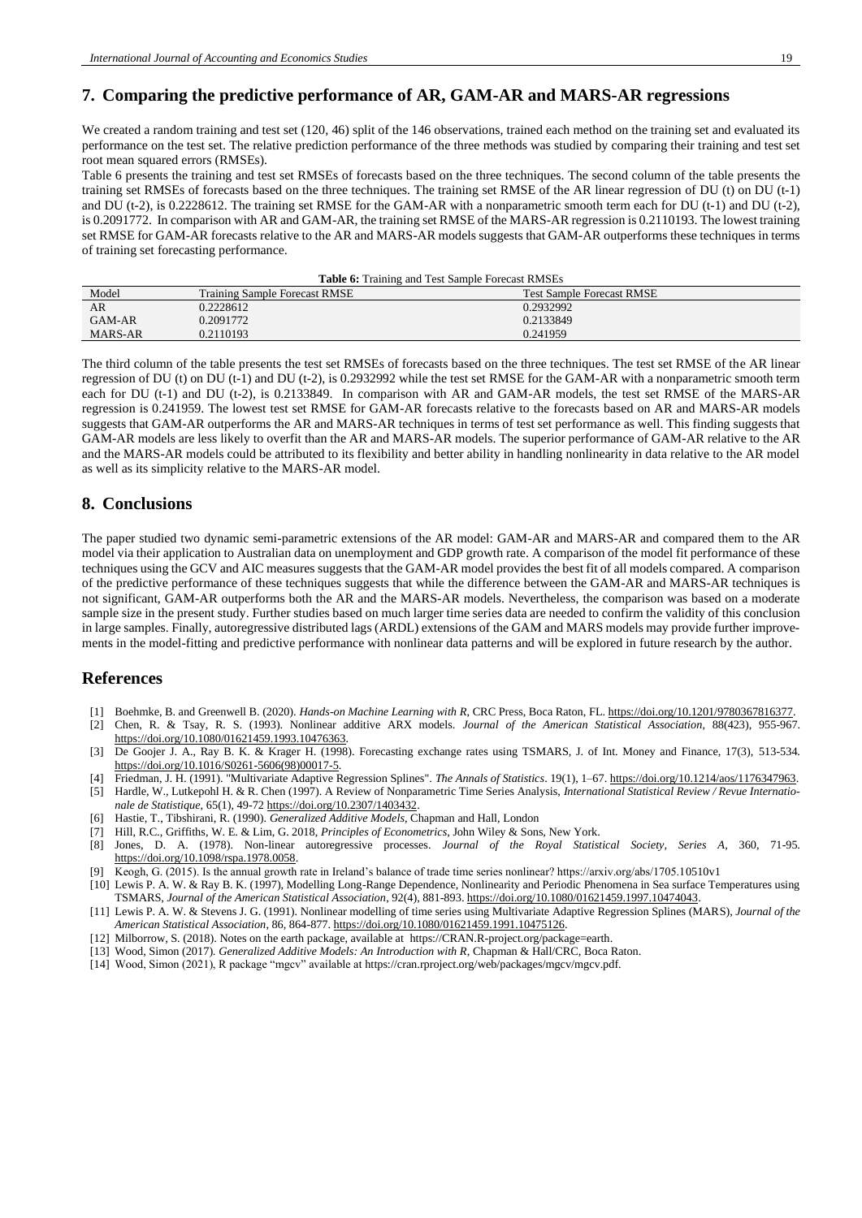## 7. Comparing the predictive performance of AR, GAM-AR and MARS-AR regressions

We created a random training and test set (120, 46) split of the 146 observations, trained each method on the training set and evaluated its performance on the test set. The relative prediction performance of the three methods was studied by comparing their training and test set root mean squared errors (RMSEs).

Table 6 presents the training and test set RMSEs of forecasts based on the three techniques. The second column of the table presents the training set RMSEs of forecasts based on the three techniques. The training set RMSE of the AR linear regression of DU (t) on DU (t-1) and DU (t-2), is 0.2228612. The training set RMSE for the GAM-AR with a nonparametric smooth term each for DU (t-1) and DU (t-2), is 0.2091772. In comparison with AR and GAM-AR, the training set RMSE of the MARS-AR regression is 0.2110193. The lowest training set RMSE for GAM-AR forecasts relative to the AR and MARS-AR models suggests that GAM-AR outperforms these techniques in terms of training set forecasting performance.

**Table 6:** Training and Test Sample Forecast RMSEs

| Model | Training Sample Forecast RMSE | Test Sample Forecast RMSE |
|---|---|---|
| AR | 0.2228612 | 0.2932992 |
| GAM-AR | 0.2091772 | 0.2133849 |
| MARS-AR | 0.2110193 | 0.241959 |

The third column of the table presents the test set RMSEs of forecasts based on the three techniques. The test set RMSE of the AR linear regression of DU (t) on DU (t-1) and DU (t-2), is 0.2932992 while the test set RMSE for the GAM-AR with a nonparametric smooth term each for DU (t-1) and DU (t-2), is 0.2133849. In comparison with AR and GAM-AR models, the test set RMSE of the MARS-AR regression is 0.241959. The lowest test set RMSE for GAM-AR forecasts relative to the forecasts based on AR and MARS-AR models suggests that GAM-AR outperforms the AR and MARS-AR techniques in terms of test set performance as well. This finding suggests that GAM-AR models are less likely to overfit than the AR and MARS-AR models. The superior performance of GAM-AR relative to the AR and the MARS-AR models could be attributed to its flexibility and better ability in handling nonlinearity in data relative to the AR model as well as its simplicity relative to the MARS-AR model.

## 8. Conclusions

The paper studied two dynamic semi-parametric extensions of the AR model: GAM-AR and MARS-AR and compared them to the AR model via their application to Australian data on unemployment and GDP growth rate. A comparison of the model fit performance of these techniques using the GCV and AIC measures suggests that the GAM-AR model provides the best fit of all models compared. A comparison of the predictive performance of these techniques suggests that while the difference between the GAM-AR and MARS-AR techniques is not significant, GAM-AR outperforms both the AR and the MARS-AR models. Nevertheless, the comparison was based on a moderate sample size in the present study. Further studies based on much larger time series data are needed to confirm the validity of this conclusion in large samples. Finally, autoregressive distributed lags (ARDL) extensions of the GAM and MARS models may provide further improvements in the model-fitting and predictive performance with nonlinear data patterns and will be explored in future research by the author.

## References

[1] Boehmke, B. and Greenwell B. (2020). *Hands-on Machine Learning with R*, CRC Press, Boca Raton, FL. https://doi.org/10.1201/9780367816377.

[2] Chen, R. & Tsay, R. S. (1993). Nonlinear additive ARX models. *Journal of the American Statistical Association*, 88(423), 955-967. https://doi.org/10.1080/01621459.1993.10476363.

[3] De Goojer J. A., Ray B. K. & Krager H. (1998). Forecasting exchange rates using TSMARS, J. of Int. Money and Finance, 17(3), 513-534. https://doi.org/10.1016/S0261-5606(98)00017-5.

[4] Friedman, J. H. (1991). "Multivariate Adaptive Regression Splines". *The Annals of Statistics*. 19(1), 1–67. https://doi.org/10.1214/aos/1176347963.

[5] Hardle, W., Lutkepohl H. & R. Chen (1997). A Review of Nonparametric Time Series Analysis, *International Statistical Review / Revue Internationale de Statistique*, 65(1), 49-72 https://doi.org/10.2307/1403432.

[6] Hastie, T., Tibshirani, R. (1990). *Generalized Additive Models*, Chapman and Hall, London

[7] Hill, R.C., Griffiths, W. E. & Lim, G. 2018, *Principles of Econometrics*, John Wiley & Sons, New York.

[8] Jones, D. A. (1978). Non-linear autoregressive processes. *Journal of the Royal Statistical Society, Series A*, 360, 71-95. https://doi.org/10.1098/rspa.1978.0058.

[9] Keogh, G. (2015). Is the annual growth rate in Ireland's balance of trade time series nonlinear? https://arxiv.org/abs/1705.10510v1

[10] Lewis P. A. W. & Ray B. K. (1997), Modelling Long-Range Dependence, Nonlinearity and Periodic Phenomena in Sea surface Temperatures using TSMARS, *Journal of the American Statistical Association*, 92(4), 881-893. https://doi.org/10.1080/01621459.1997.10474043.

[11] Lewis P. A. W. & Stevens J. G. (1991). Nonlinear modelling of time series using Multivariate Adaptive Regression Splines (MARS), *Journal of the American Statistical Association*, 86, 864-877. https://doi.org/10.1080/01621459.1991.10475126.

[12] Milborrow, S. (2018). Notes on the earth package, available at https://CRAN.R-project.org/package=earth.

[13] Wood, Simon (2017). *Generalized Additive Models: An Introduction with R*, Chapman & Hall/CRC, Boca Raton.

[14] Wood, Simon (2021), R package "mgcv" available at https://cran.rproject.org/web/packages/mgcv/mgcv.pdf.